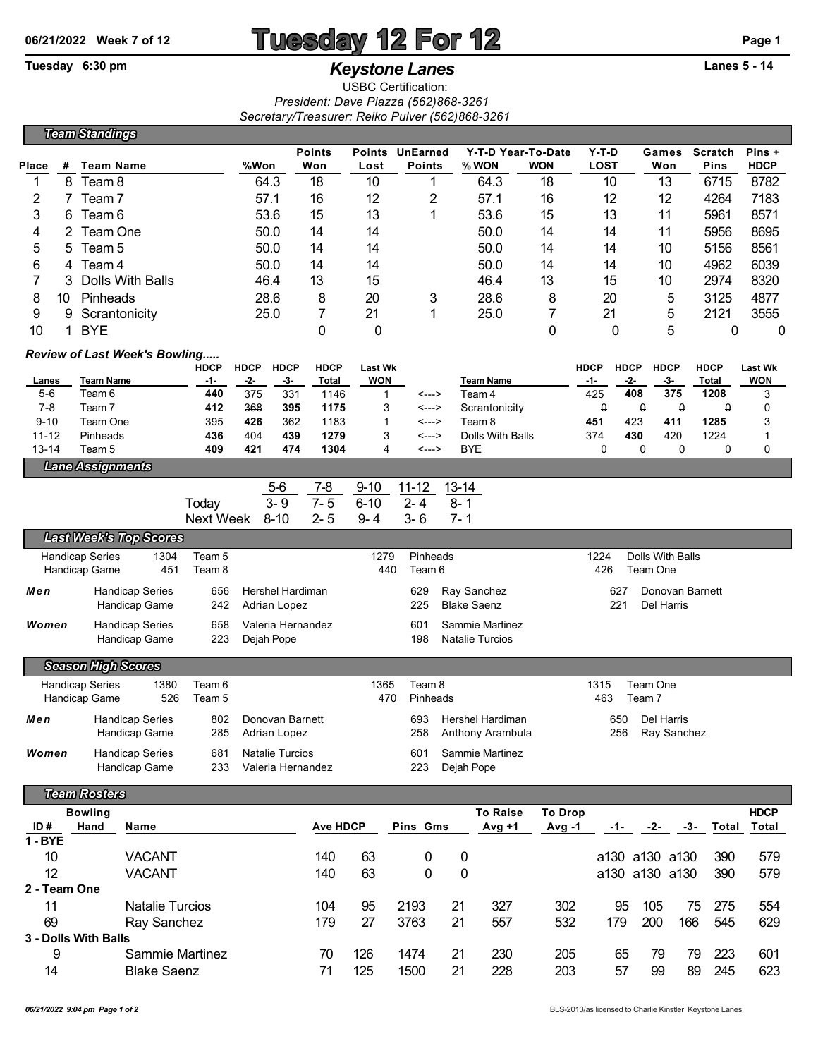06/21/2022 Week 7 of 12

# Tuesday 12 For 12

Tuesday 6:30 pm

## *Keystone Lanes*

Lanes 5 - 14

USBC Certification:
*President: Dave Piazza (562)868-3261*
*Secretary/Treasurer: Reiko Pulver (562)868-3261*

### *Team Standings*

| Place | # | Team Name | %Won | Points Won | Points Lost | UnEarned Points | Y-T-D % WON | Year-To-Date WON | Y-T-D LOST | Games Won | Scratch Pins | Pins + HDCP |
|---|---|---|---|---|---|---|---|---|---|---|---|---|
| 1 | 8 | Team 8 | 64.3 | 18 | 10 | 1 | 64.3 | 18 | 10 | 13 | 6715 | 8782 |
| 2 | 7 | Team 7 | 57.1 | 16 | 12 | 2 | 57.1 | 16 | 12 | 12 | 4264 | 7183 |
| 3 | 6 | Team 6 | 53.6 | 15 | 13 | 1 | 53.6 | 15 | 13 | 11 | 5961 | 8571 |
| 4 | 2 | Team One | 50.0 | 14 | 14 | | 50.0 | 14 | 14 | 11 | 5956 | 8695 |
| 5 | 5 | Team 5 | 50.0 | 14 | 14 | | 50.0 | 14 | 14 | 10 | 5156 | 8561 |
| 6 | 4 | Team 4 | 50.0 | 14 | 14 | | 50.0 | 14 | 14 | 10 | 4962 | 6039 |
| 7 | 3 | Dolls With Balls | 46.4 | 13 | 15 | | 46.4 | 13 | 15 | 10 | 2974 | 8320 |
| 8 | 10 | Pinheads | 28.6 | 8 | 20 | 3 | 28.6 | 8 | 20 | 5 | 3125 | 4877 |
| 9 | 9 | Scrantonicity | 25.0 | 7 | 21 | 1 | 25.0 | 7 | 21 | 5 | 2121 | 3555 |
| 10 | 1 | BYE | | 0 | 0 | | | 0 | 0 | 5 | 0 | 0 |

### *Review of Last Week's Bowling.....*

| Lanes | Team Name | HDCP -1- | HDCP -2- | HDCP -3- | HDCP Total | Last Wk WON | | Team Name | HDCP -1- | HDCP -2- | HDCP -3- | HDCP Total | Last Wk WON |
|---|---|---|---|---|---|---|---|---|---|---|---|---|---|
| 5-6 | Team 6 | **440** | 375 | 331 | 1146 | 1 | <---> | Team 4 | 425 | **408** | **375** | **1208** | 3 |
| 7-8 | Team 7 | **412** | ~~368~~ | **395** | **1175** | 3 | <---> | Scrantonicity | ~~0~~ | ~~0~~ | ~~0~~ | ~~0~~ | 0 |
| 9-10 | Team One | 395 | **426** | 362 | 1183 | 1 | <---> | Team 8 | **451** | 423 | **411** | **1285** | 3 |
| 11-12 | Pinheads | **436** | 404 | **439** | **1279** | 3 | <---> | Dolls With Balls | 374 | **430** | 420 | 1224 | 1 |
| 13-14 | Team 5 | **409** | **421** | **474** | **1304** | 4 | <---> | BYE | 0 | 0 | 0 | 0 | 0 |

### *Lane Assignments*

| | 5-6 | 7-8 | 9-10 | 11-12 | 13-14 |
|---|---|---|---|---|---|
| Today | 3- 9 | 7- 5 | 6-10 | 2- 4 | 8- 1 |
| Next Week | 8-10 | 2- 5 | 9- 4 | 3- 6 | 7- 1 |

### *Last Week's Top Scores*

| | | | | | | | | |
|---|---|---|---|---|---|---|---|---|
| | Handicap Series | 1304 | Team 5 | 1279 | Pinheads | 1224 | Dolls With Balls |
| | Handicap Game | 451 | Team 8 | 440 | Team 6 | 426 | Team One |
| **Men** | Handicap Series | 656 | Hershel Hardiman | 629 | Ray Sanchez | 627 | Donovan Barnett |
| | Handicap Game | 242 | Adrian Lopez | 225 | Blake Saenz | 221 | Del Harris |
| **Women** | Handicap Series | 658 | Valeria Hernandez | 601 | Sammie Martinez | | |
| | Handicap Game | 223 | Dejah Pope | 198 | Natalie Turcios | | |

### *Season High Scores*

| | | | | | | | |
|---|---|---|---|---|---|---|---|
| | Handicap Series | 1380 | Team 6 | 1365 | Team 8 | 1315 | Team One |
| | Handicap Game | 526 | Team 5 | 470 | Pinheads | 463 | Team 7 |
| **Men** | Handicap Series | 802 | Donovan Barnett | 693 | Hershel Hardiman | 650 | Del Harris |
| | Handicap Game | 285 | Adrian Lopez | 258 | Anthony Arambula | 256 | Ray Sanchez |
| **Women** | Handicap Series | 681 | Natalie Turcios | 601 | Sammie Martinez | | |
| | Handicap Game | 233 | Valeria Hernandez | 223 | Dejah Pope | | |

### *Team Rosters*

| ID # | Bowling Hand | Name | Ave | HDCP | Pins | Gms | To Raise Avg +1 | To Drop Avg -1 | -1- | -2- | -3- | Total | HDCP Total |
|---|---|---|---|---|---|---|---|---|---|---|---|---|---|
| **1 - BYE** | | | | | | | | | | | | | |
| 10 | | VACANT | 140 | 63 | 0 | 0 | | | a130 | a130 | a130 | 390 | 579 |
| 12 | | VACANT | 140 | 63 | 0 | 0 | | | a130 | a130 | a130 | 390 | 579 |
| **2 - Team One** | | | | | | | | | | | | | |
| 11 | | Natalie Turcios | 104 | 95 | 2193 | 21 | 327 | 302 | 95 | 105 | 75 | 275 | 554 |
| 69 | | Ray Sanchez | 179 | 27 | 3763 | 21 | 557 | 532 | 179 | 200 | 166 | 545 | 629 |
| **3 - Dolls With Balls** | | | | | | | | | | | | | |
| 9 | | Sammie Martinez | 70 | 126 | 1474 | 21 | 230 | 205 | 65 | 79 | 79 | 223 | 601 |
| 14 | | Blake Saenz | 71 | 125 | 1500 | 21 | 228 | 203 | 57 | 99 | 89 | 245 | 623 |

BLS-2013/as licensed to Charlie Kinstler Keystone Lanes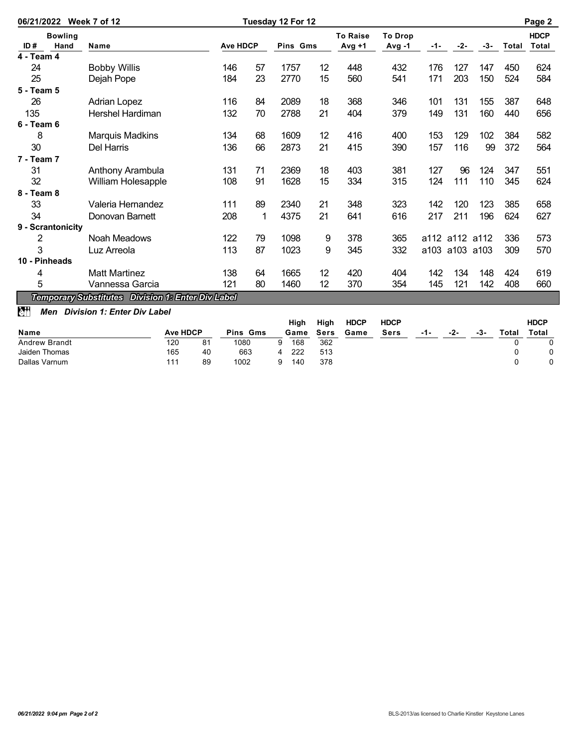| ID # | Bowling Hand | Name | Ave | HDCP | Pins | Gms | To Raise Avg +1 | To Drop Avg -1 | -1- | -2- | -3- | Total | HDCP Total |
|---|---|---|---|---|---|---|---|---|---|---|---|---|---|
| **4 - Team 4** | | | | | | | | | | | | | |
| 24 | | Bobby Willis | 146 | 57 | 1757 | 12 | 448 | 432 | 176 | 127 | 147 | 450 | 624 |
| 25 | | Dejah Pope | 184 | 23 | 2770 | 15 | 560 | 541 | 171 | 203 | 150 | 524 | 584 |
| **5 - Team 5** | | | | | | | | | | | | | |
| 26 | | Adrian Lopez | 116 | 84 | 2089 | 18 | 368 | 346 | 101 | 131 | 155 | 387 | 648 |
| 135 | | Hershel Hardiman | 132 | 70 | 2788 | 21 | 404 | 379 | 149 | 131 | 160 | 440 | 656 |
| **6 - Team 6** | | | | | | | | | | | | | |
| 8 | | Marquis Madkins | 134 | 68 | 1609 | 12 | 416 | 400 | 153 | 129 | 102 | 384 | 582 |
| 30 | | Del Harris | 136 | 66 | 2873 | 21 | 415 | 390 | 157 | 116 | 99 | 372 | 564 |
| **7 - Team 7** | | | | | | | | | | | | | |
| 31 | | Anthony Arambula | 131 | 71 | 2369 | 18 | 403 | 381 | 127 | 96 | 124 | 347 | 551 |
| 32 | | William Holesapple | 108 | 91 | 1628 | 15 | 334 | 315 | 124 | 111 | 110 | 345 | 624 |
| **8 - Team 8** | | | | | | | | | | | | | |
| 33 | | Valeria Hernandez | 111 | 89 | 2340 | 21 | 348 | 323 | 142 | 120 | 123 | 385 | 658 |
| 34 | | Donovan Barnett | 208 | 1 | 4375 | 21 | 641 | 616 | 217 | 211 | 196 | 624 | 627 |
| **9 - Scrantonicity** | | | | | | | | | | | | | |
| 2 | | Noah Meadows | 122 | 79 | 1098 | 9 | 378 | 365 | a112 | a112 | a112 | 336 | 573 |
| 3 | | Luz Arreola | 113 | 87 | 1023 | 9 | 345 | 332 | a103 | a103 | a103 | 309 | 570 |
| **10 - Pinheads** | | | | | | | | | | | | | |
| 4 | | Matt Martinez | 138 | 64 | 1665 | 12 | 420 | 404 | 142 | 134 | 148 | 424 | 619 |
| 5 | | Vannessa Garcia | 121 | 80 | 1460 | 12 | 370 | 354 | 145 | 121 | 142 | 408 | 660 |

***Temporary Substitutes Division 1: Enter Div Label***

***Men Division 1: Enter Div Label***

| Name | Ave | HDCP | Pins | Gms | High Game | High Sers | HDCP Game | HDCP Sers | -1- | -2- | -3- | Total | HDCP Total |
|---|---|---|---|---|---|---|---|---|---|---|---|---|---|
| Andrew Brandt | 120 | 81 | 1080 | 9 | 168 | 362 | | | | | | 0 | 0 |
| Jaiden Thomas | 165 | 40 | 663 | 4 | 222 | 513 | | | | | | 0 | 0 |
| Dallas Varnum | 111 | 89 | 1002 | 9 | 140 | 378 | | | | | | 0 | 0 |